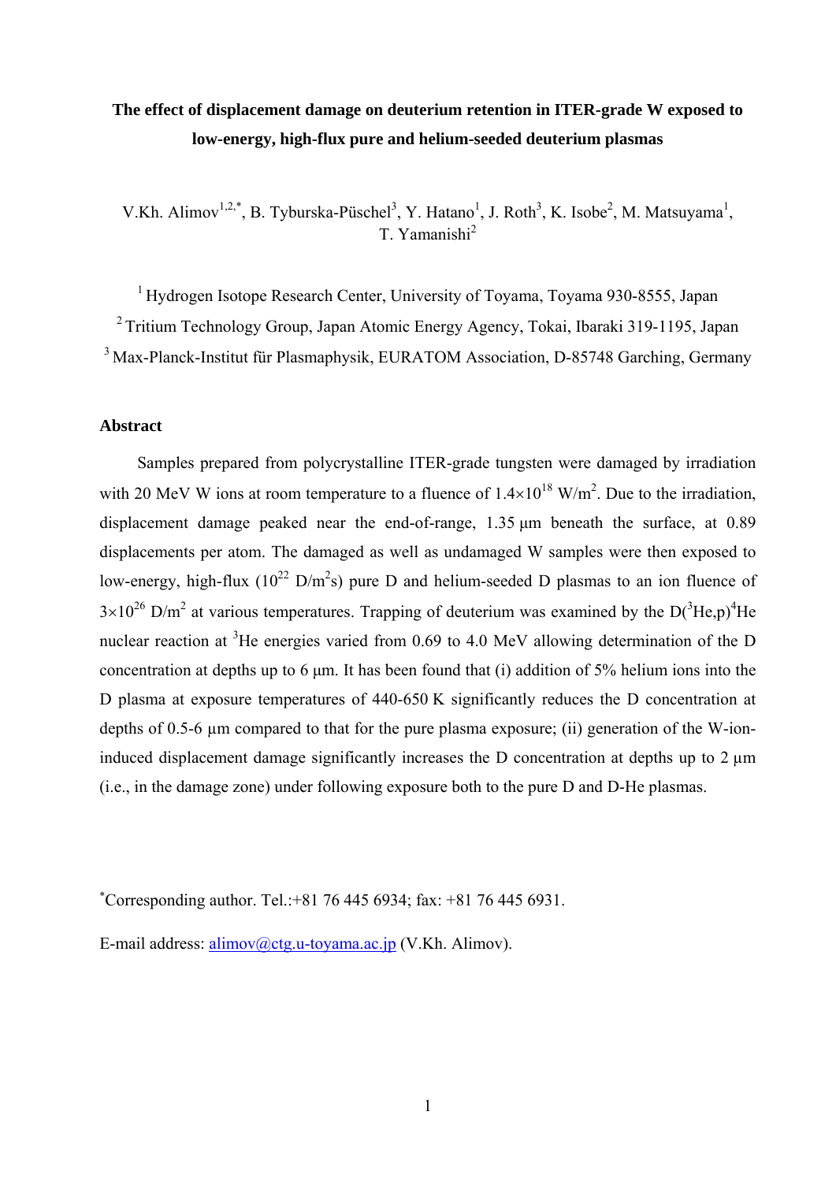# The effect of displacement damage on deuterium retention in ITER-grade W exposed to low-energy, high-flux pure and helium-seeded deuterium plasmas

V.Kh. Alimov[1,2,*], B. Tyburska-Püschel[3], Y. Hatano[1], J. Roth[3], K. Isobe[2], M. Matsuyama[1], T. Yamanishi[2]

[1] Hydrogen Isotope Research Center, University of Toyama, Toyama 930-8555, Japan

[2] Tritium Technology Group, Japan Atomic Energy Agency, Tokai, Ibaraki 319-1195, Japan

[3] Max-Planck-Institut für Plasmaphysik, EURATOM Association, D-85748 Garching, Germany

## Abstract

Samples prepared from polycrystalline ITER-grade tungsten were damaged by irradiation with 20 MeV W ions at room temperature to a fluence of $1.4\times10^{18}$ W/m$^2$. Due to the irradiation, displacement damage peaked near the end-of-range, 1.35 µm beneath the surface, at 0.89 displacements per atom. The damaged as well as undamaged W samples were then exposed to low-energy, high-flux ($10^{22}$ D/m$^2$s) pure D and helium-seeded D plasmas to an ion fluence of $3\times10^{26}$ D/m$^2$ at various temperatures. Trapping of deuterium was examined by the D($^3$He,p)$^4$He nuclear reaction at $^3$He energies varied from 0.69 to 4.0 MeV allowing determination of the D concentration at depths up to 6 µm. It has been found that (i) addition of 5% helium ions into the D plasma at exposure temperatures of 440-650 K significantly reduces the D concentration at depths of 0.5-6 µm compared to that for the pure plasma exposure; (ii) generation of the W-ion-induced displacement damage significantly increases the D concentration at depths up to 2 µm (i.e., in the damage zone) under following exposure both to the pure D and D-He plasmas.

[*]Corresponding author. Tel.:+81 76 445 6934; fax: +81 76 445 6931.

E-mail address: alimov@ctg.u-toyama.ac.jp (V.Kh. Alimov).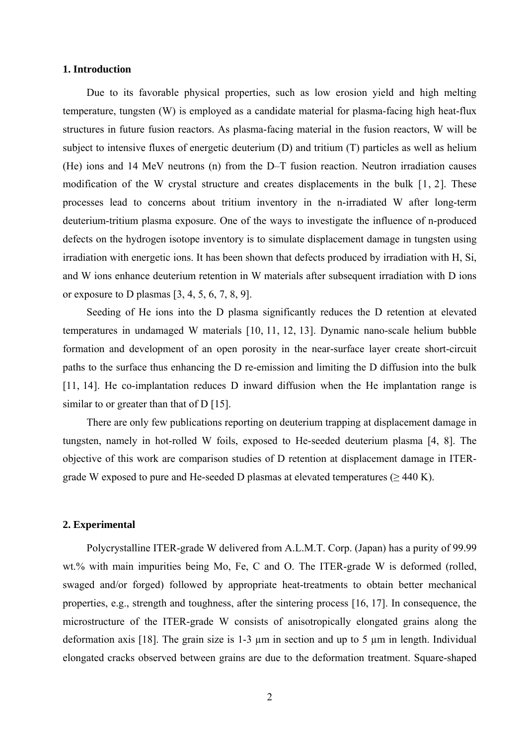## 1. Introduction

Due to its favorable physical properties, such as low erosion yield and high melting temperature, tungsten (W) is employed as a candidate material for plasma-facing high heat-flux structures in future fusion reactors. As plasma-facing material in the fusion reactors, W will be subject to intensive fluxes of energetic deuterium (D) and tritium (T) particles as well as helium (He) ions and 14 MeV neutrons (n) from the D–T fusion reaction. Neutron irradiation causes modification of the W crystal structure and creates displacements in the bulk [1, 2]. These processes lead to concerns about tritium inventory in the n-irradiated W after long-term deuterium-tritium plasma exposure. One of the ways to investigate the influence of n-produced defects on the hydrogen isotope inventory is to simulate displacement damage in tungsten using irradiation with energetic ions. It has been shown that defects produced by irradiation with H, Si, and W ions enhance deuterium retention in W materials after subsequent irradiation with D ions or exposure to D plasmas [3, 4, 5, 6, 7, 8, 9].

Seeding of He ions into the D plasma significantly reduces the D retention at elevated temperatures in undamaged W materials [10, 11, 12, 13]. Dynamic nano-scale helium bubble formation and development of an open porosity in the near-surface layer create short-circuit paths to the surface thus enhancing the D re-emission and limiting the D diffusion into the bulk [11, 14]. He co-implantation reduces D inward diffusion when the He implantation range is similar to or greater than that of D [15].

There are only few publications reporting on deuterium trapping at displacement damage in tungsten, namely in hot-rolled W foils, exposed to He-seeded deuterium plasma [4, 8]. The objective of this work are comparison studies of D retention at displacement damage in ITER-grade W exposed to pure and He-seeded D plasmas at elevated temperatures ($\geq$ 440 K).

## 2. Experimental

Polycrystalline ITER-grade W delivered from A.L.M.T. Corp. (Japan) has a purity of 99.99 wt.% with main impurities being Mo, Fe, C and O. The ITER-grade W is deformed (rolled, swaged and/or forged) followed by appropriate heat-treatments to obtain better mechanical properties, e.g., strength and toughness, after the sintering process [16, 17]. In consequence, the microstructure of the ITER-grade W consists of anisotropically elongated grains along the deformation axis [18]. The grain size is 1-3 µm in section and up to 5 µm in length. Individual elongated cracks observed between grains are due to the deformation treatment. Square-shaped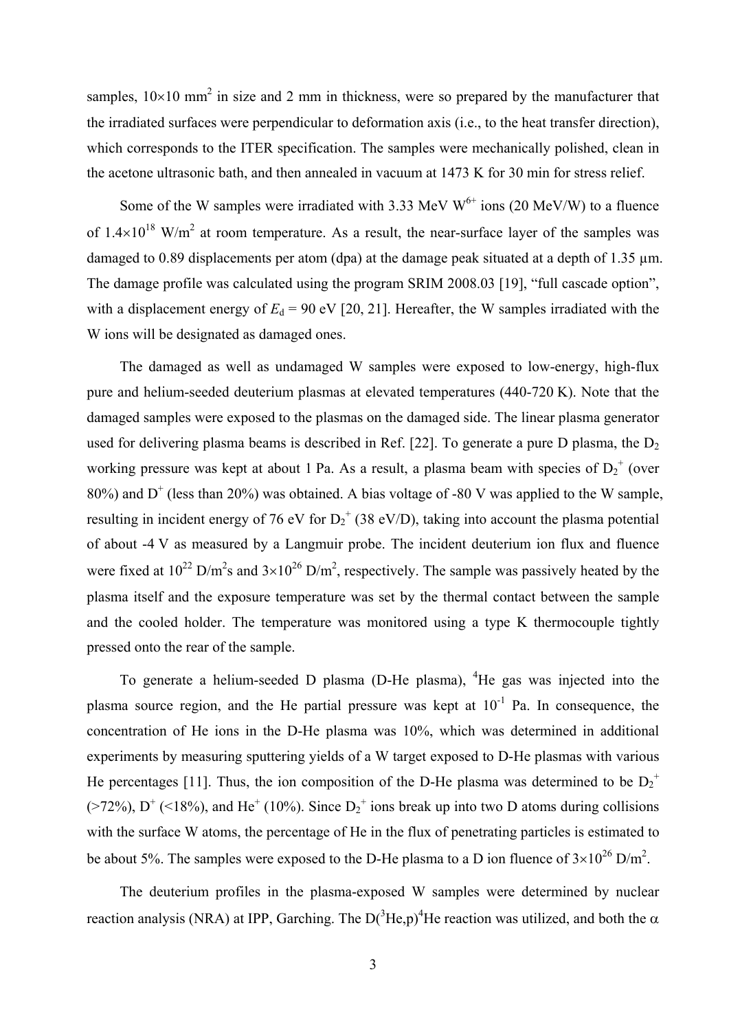samples, $10\times10$ mm$^2$ in size and 2 mm in thickness, were so prepared by the manufacturer that the irradiated surfaces were perpendicular to deformation axis (i.e., to the heat transfer direction), which corresponds to the ITER specification. The samples were mechanically polished, clean in the acetone ultrasonic bath, and then annealed in vacuum at 1473 K for 30 min for stress relief.

Some of the W samples were irradiated with 3.33 MeV $W^{6+}$ ions (20 MeV/W) to a fluence of $1.4\times10^{18}$ W/m$^2$ at room temperature. As a result, the near-surface layer of the samples was damaged to 0.89 displacements per atom (dpa) at the damage peak situated at a depth of 1.35 μm. The damage profile was calculated using the program SRIM 2008.03 [19], "full cascade option", with a displacement energy of $E_d$ = 90 eV [20, 21]. Hereafter, the W samples irradiated with the W ions will be designated as damaged ones.

The damaged as well as undamaged W samples were exposed to low-energy, high-flux pure and helium-seeded deuterium plasmas at elevated temperatures (440-720 K). Note that the damaged samples were exposed to the plasmas on the damaged side. The linear plasma generator used for delivering plasma beams is described in Ref. [22]. To generate a pure D plasma, the $D_2$ working pressure was kept at about 1 Pa. As a result, a plasma beam with species of $D_2^+$ (over 80%) and $D^+$ (less than 20%) was obtained. A bias voltage of -80 V was applied to the W sample, resulting in incident energy of 76 eV for $D_2^+$ (38 eV/D), taking into account the plasma potential of about -4 V as measured by a Langmuir probe. The incident deuterium ion flux and fluence were fixed at $10^{22}$ D/m$^2$s and $3\times10^{26}$ D/m$^2$, respectively. The sample was passively heated by the plasma itself and the exposure temperature was set by the thermal contact between the sample and the cooled holder. The temperature was monitored using a type K thermocouple tightly pressed onto the rear of the sample.

To generate a helium-seeded D plasma (D-He plasma), $^4$He gas was injected into the plasma source region, and the He partial pressure was kept at $10^{-1}$ Pa. In consequence, the concentration of He ions in the D-He plasma was 10%, which was determined in additional experiments by measuring sputtering yields of a W target exposed to D-He plasmas with various He percentages [11]. Thus, the ion composition of the D-He plasma was determined to be $D_2^+$ (>72%), $D^+$ (<18%), and $He^+$ (10%). Since $D_2^+$ ions break up into two D atoms during collisions with the surface W atoms, the percentage of He in the flux of penetrating particles is estimated to be about 5%. The samples were exposed to the D-He plasma to a D ion fluence of $3\times10^{26}$ D/m$^2$.

The deuterium profiles in the plasma-exposed W samples were determined by nuclear reaction analysis (NRA) at IPP, Garching. The $D(^3He,p)^4He$ reaction was utilized, and both the α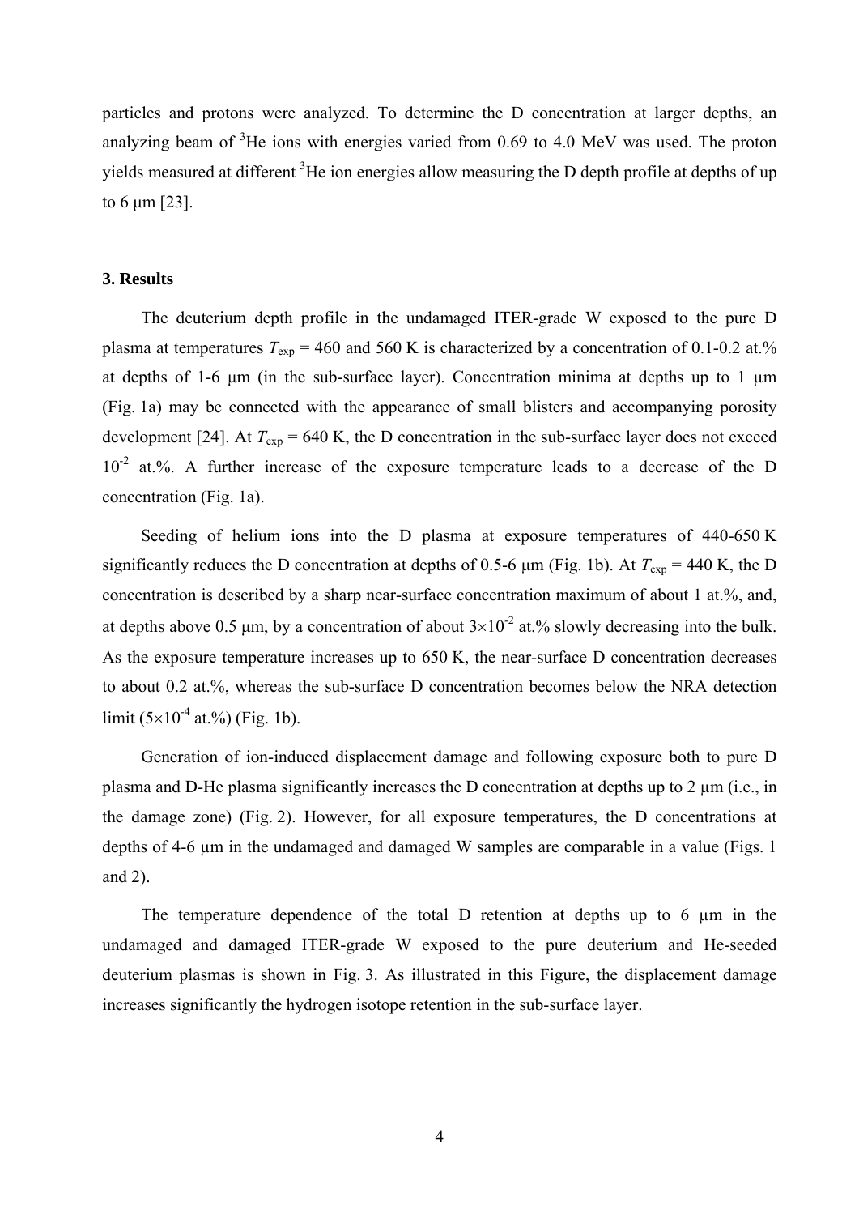particles and protons were analyzed. To determine the D concentration at larger depths, an analyzing beam of $^3$He ions with energies varied from 0.69 to 4.0 MeV was used. The proton yields measured at different $^3$He ion energies allow measuring the D depth profile at depths of up to 6 μm [23].

### 3. Results

The deuterium depth profile in the undamaged ITER-grade W exposed to the pure D plasma at temperatures $T_{exp}$ = 460 and 560 K is characterized by a concentration of 0.1-0.2 at.% at depths of 1-6 μm (in the sub-surface layer). Concentration minima at depths up to 1 μm (Fig. 1a) may be connected with the appearance of small blisters and accompanying porosity development [24]. At $T_{exp}$ = 640 K, the D concentration in the sub-surface layer does not exceed $10^{-2}$ at.%. A further increase of the exposure temperature leads to a decrease of the D concentration (Fig. 1a).

Seeding of helium ions into the D plasma at exposure temperatures of 440-650 K significantly reduces the D concentration at depths of 0.5-6 μm (Fig. 1b). At $T_{exp}$ = 440 K, the D concentration is described by a sharp near-surface concentration maximum of about 1 at.%, and, at depths above 0.5 μm, by a concentration of about $3\times10^{-2}$ at.% slowly decreasing into the bulk. As the exposure temperature increases up to 650 K, the near-surface D concentration decreases to about 0.2 at.%, whereas the sub-surface D concentration becomes below the NRA detection limit ($5\times10^{-4}$ at.%) (Fig. 1b).

Generation of ion-induced displacement damage and following exposure both to pure D plasma and D-He plasma significantly increases the D concentration at depths up to 2 μm (i.e., in the damage zone) (Fig. 2). However, for all exposure temperatures, the D concentrations at depths of 4-6 μm in the undamaged and damaged W samples are comparable in a value (Figs. 1 and 2).

The temperature dependence of the total D retention at depths up to 6 μm in the undamaged and damaged ITER-grade W exposed to the pure deuterium and He-seeded deuterium plasmas is shown in Fig. 3. As illustrated in this Figure, the displacement damage increases significantly the hydrogen isotope retention in the sub-surface layer.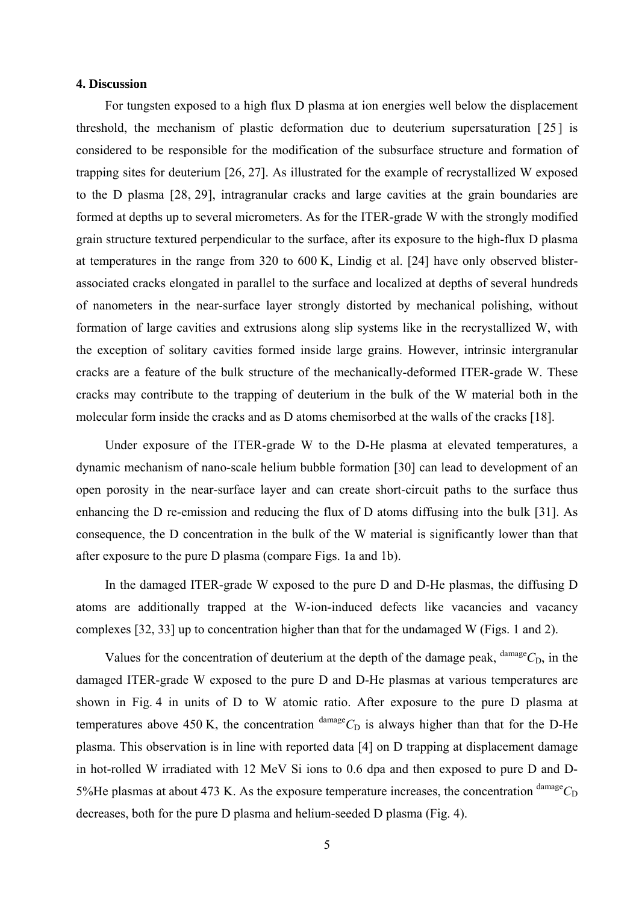**4. Discussion**

For tungsten exposed to a high flux D plasma at ion energies well below the displacement threshold, the mechanism of plastic deformation due to deuterium supersaturation [25] is considered to be responsible for the modification of the subsurface structure and formation of trapping sites for deuterium [26, 27]. As illustrated for the example of recrystallized W exposed to the D plasma [28, 29], intragranular cracks and large cavities at the grain boundaries are formed at depths up to several micrometers. As for the ITER-grade W with the strongly modified grain structure textured perpendicular to the surface, after its exposure to the high-flux D plasma at temperatures in the range from 320 to 600 K, Lindig et al. [24] have only observed blister-associated cracks elongated in parallel to the surface and localized at depths of several hundreds of nanometers in the near-surface layer strongly distorted by mechanical polishing, without formation of large cavities and extrusions along slip systems like in the recrystallized W, with the exception of solitary cavities formed inside large grains. However, intrinsic intergranular cracks are a feature of the bulk structure of the mechanically-deformed ITER-grade W. These cracks may contribute to the trapping of deuterium in the bulk of the W material both in the molecular form inside the cracks and as D atoms chemisorbed at the walls of the cracks [18].

Under exposure of the ITER-grade W to the D-He plasma at elevated temperatures, a dynamic mechanism of nano-scale helium bubble formation [30] can lead to development of an open porosity in the near-surface layer and can create short-circuit paths to the surface thus enhancing the D re-emission and reducing the flux of D atoms diffusing into the bulk [31]. As consequence, the D concentration in the bulk of the W material is significantly lower than that after exposure to the pure D plasma (compare Figs. 1a and 1b).

In the damaged ITER-grade W exposed to the pure D and D-He plasmas, the diffusing D atoms are additionally trapped at the W-ion-induced defects like vacancies and vacancy complexes [32, 33] up to concentration higher than that for the undamaged W (Figs. 1 and 2).

Values for the concentration of deuterium at the depth of the damage peak, ${}^{\mathrm{damage}}C_{\mathrm{D}}$, in the damaged ITER-grade W exposed to the pure D and D-He plasmas at various temperatures are shown in Fig. 4 in units of D to W atomic ratio. After exposure to the pure D plasma at temperatures above 450 K, the concentration ${}^{\mathrm{damage}}C_{\mathrm{D}}$ is always higher than that for the D-He plasma. This observation is in line with reported data [4] on D trapping at displacement damage in hot-rolled W irradiated with 12 MeV Si ions to 0.6 dpa and then exposed to pure D and D-5%He plasmas at about 473 K. As the exposure temperature increases, the concentration ${}^{\mathrm{damage}}C_{\mathrm{D}}$ decreases, both for the pure D plasma and helium-seeded D plasma (Fig. 4).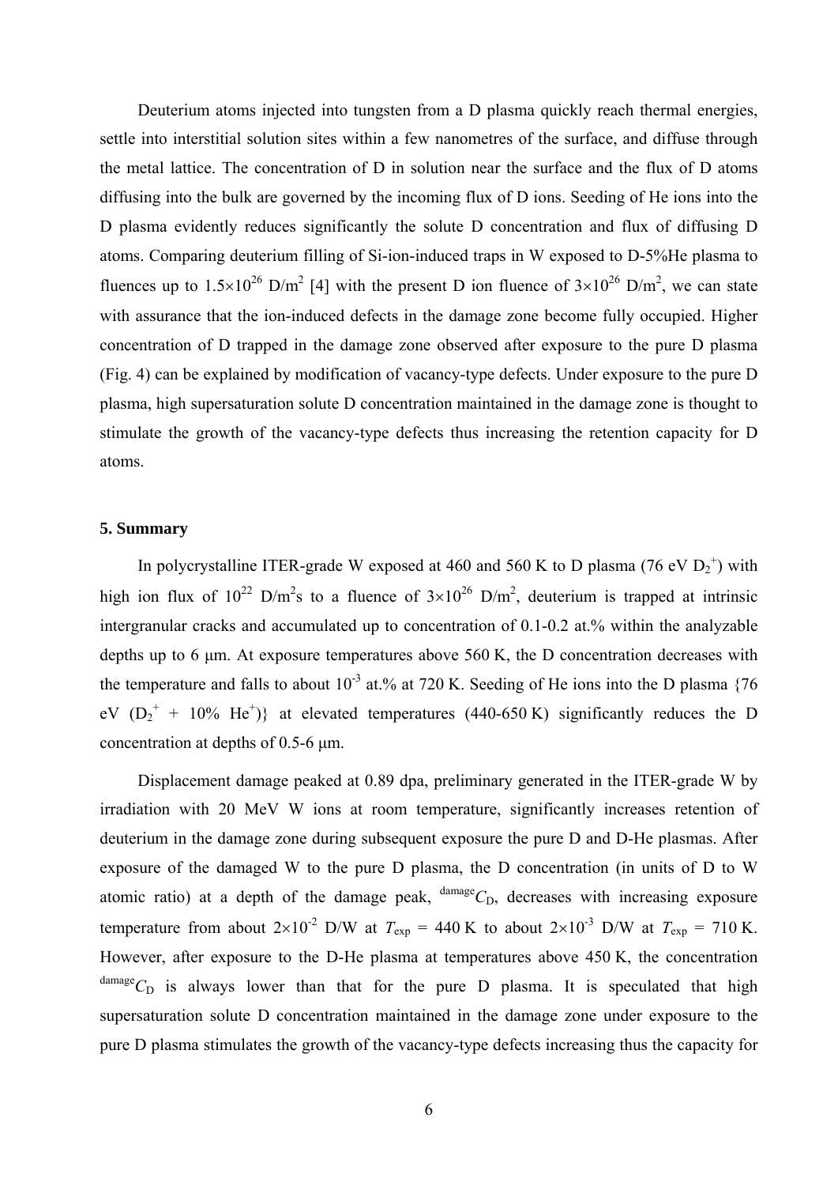Deuterium atoms injected into tungsten from a D plasma quickly reach thermal energies, settle into interstitial solution sites within a few nanometres of the surface, and diffuse through the metal lattice. The concentration of D in solution near the surface and the flux of D atoms diffusing into the bulk are governed by the incoming flux of D ions. Seeding of He ions into the D plasma evidently reduces significantly the solute D concentration and flux of diffusing D atoms. Comparing deuterium filling of Si-ion-induced traps in W exposed to D-5%He plasma to fluences up to $1.5\times10^{26}$ D/m$^2$ [4] with the present D ion fluence of $3\times10^{26}$ D/m$^2$, we can state with assurance that the ion-induced defects in the damage zone become fully occupied. Higher concentration of D trapped in the damage zone observed after exposure to the pure D plasma (Fig. 4) can be explained by modification of vacancy-type defects. Under exposure to the pure D plasma, high supersaturation solute D concentration maintained in the damage zone is thought to stimulate the growth of the vacancy-type defects thus increasing the retention capacity for D atoms.

## 5. Summary

In polycrystalline ITER-grade W exposed at 460 and 560 K to D plasma (76 eV $D_2^+$) with high ion flux of $10^{22}$ D/m$^2$s to a fluence of $3\times10^{26}$ D/m$^2$, deuterium is trapped at intrinsic intergranular cracks and accumulated up to concentration of 0.1-0.2 at.% within the analyzable depths up to 6 μm. At exposure temperatures above 560 K, the D concentration decreases with the temperature and falls to about $10^{-3}$ at.% at 720 K. Seeding of He ions into the D plasma {76 eV ($D_2^+$ + 10% $He^+$)} at elevated temperatures (440-650 K) significantly reduces the D concentration at depths of 0.5-6 μm.

Displacement damage peaked at 0.89 dpa, preliminary generated in the ITER-grade W by irradiation with 20 MeV W ions at room temperature, significantly increases retention of deuterium in the damage zone during subsequent exposure the pure D and D-He plasmas. After exposure of the damaged W to the pure D plasma, the D concentration (in units of D to W atomic ratio) at a depth of the damage peak, ${}^{\mathrm{damage}}C_{\mathrm{D}}$, decreases with increasing exposure temperature from about $2\times10^{-2}$ D/W at $T_{\mathrm{exp}}$ = 440 K to about $2\times10^{-3}$ D/W at $T_{\mathrm{exp}}$ = 710 K. However, after exposure to the D-He plasma at temperatures above 450 K, the concentration ${}^{\mathrm{damage}}C_{\mathrm{D}}$ is always lower than that for the pure D plasma. It is speculated that high supersaturation solute D concentration maintained in the damage zone under exposure to the pure D plasma stimulates the growth of the vacancy-type defects increasing thus the capacity for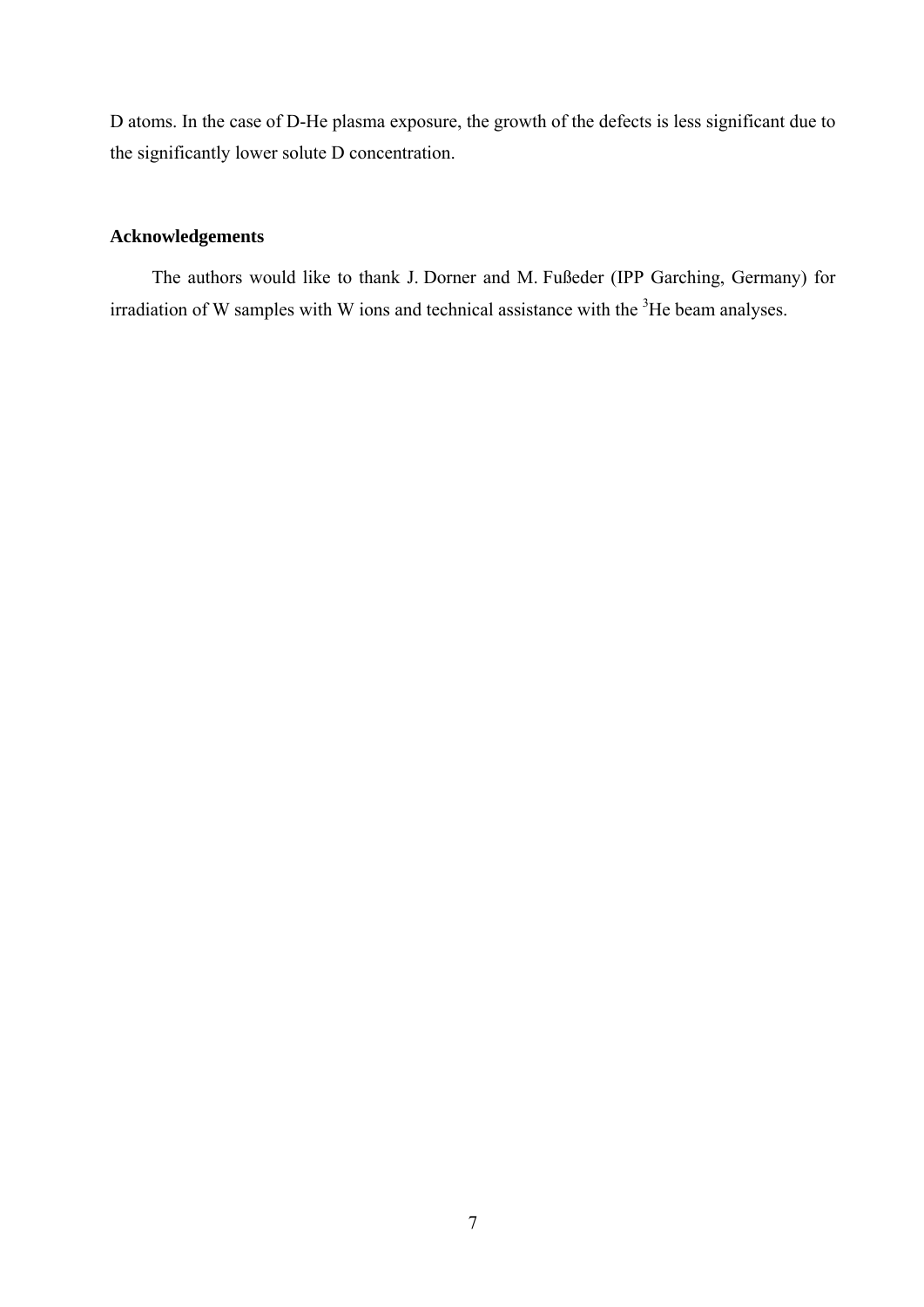D atoms. In the case of D-He plasma exposure, the growth of the defects is less significant due to the significantly lower solute D concentration.

## Acknowledgements

The authors would like to thank J. Dorner and M. Fußeder (IPP Garching, Germany) for irradiation of W samples with W ions and technical assistance with the $^{3}$He beam analyses.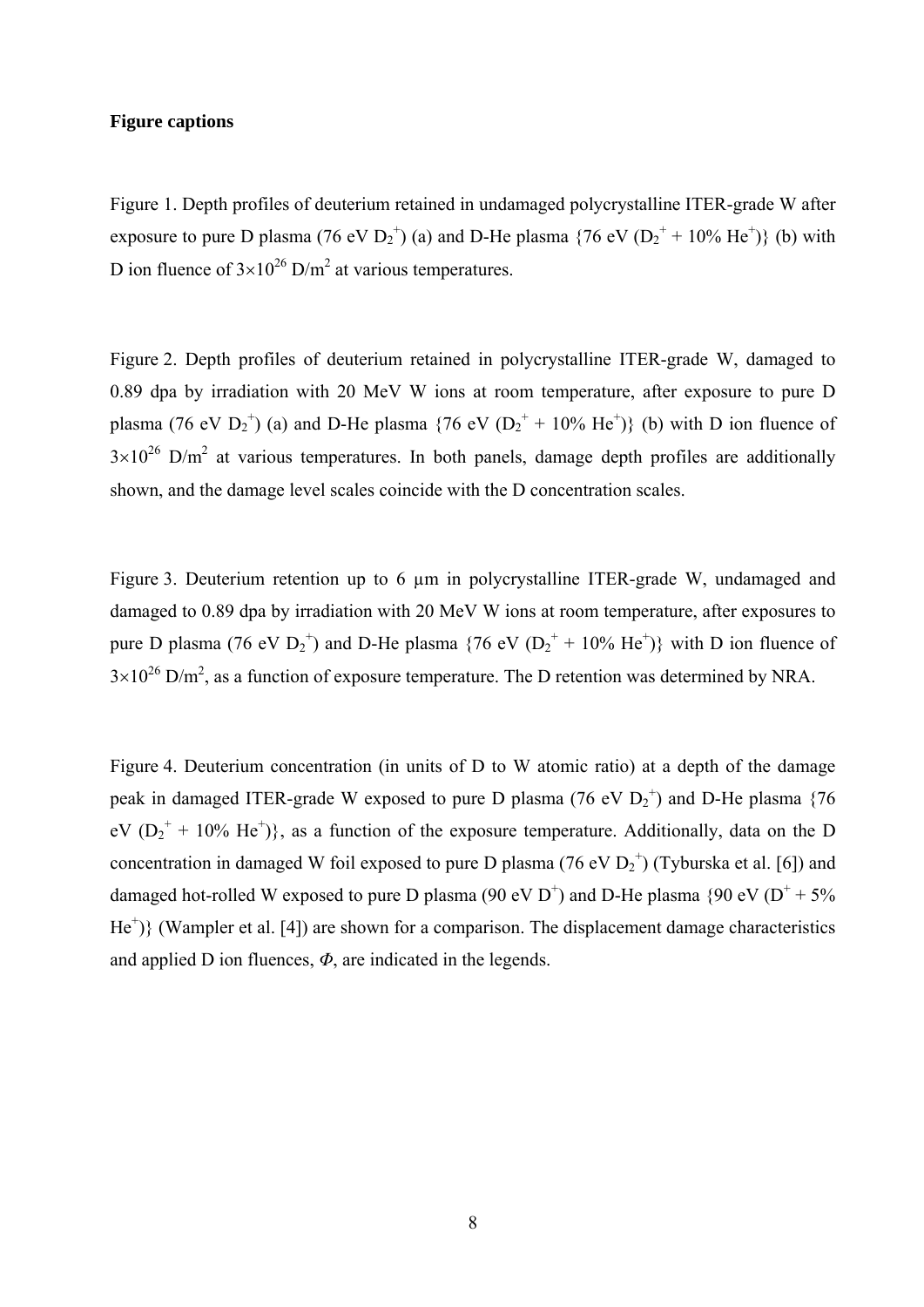**Figure captions**

Figure 1. Depth profiles of deuterium retained in undamaged polycrystalline ITER-grade W after exposure to pure D plasma (76 eV $D_2^+$) (a) and D-He plasma {76 eV ($D_2^+$ + 10% $He^+$)} (b) with D ion fluence of $3\times10^{26}$ D/m$^2$ at various temperatures.

Figure 2. Depth profiles of deuterium retained in polycrystalline ITER-grade W, damaged to 0.89 dpa by irradiation with 20 MeV W ions at room temperature, after exposure to pure D plasma (76 eV $D_2^+$) (a) and D-He plasma {76 eV ($D_2^+$ + 10% $He^+$)} (b) with D ion fluence of $3\times10^{26}$ D/m$^2$ at various temperatures. In both panels, damage depth profiles are additionally shown, and the damage level scales coincide with the D concentration scales.

Figure 3. Deuterium retention up to 6 μm in polycrystalline ITER-grade W, undamaged and damaged to 0.89 dpa by irradiation with 20 MeV W ions at room temperature, after exposures to pure D plasma (76 eV $D_2^+$) and D-He plasma {76 eV ($D_2^+$ + 10% $He^+$)} with D ion fluence of $3\times10^{26}$ D/m$^2$, as a function of exposure temperature. The D retention was determined by NRA.

Figure 4. Deuterium concentration (in units of D to W atomic ratio) at a depth of the damage peak in damaged ITER-grade W exposed to pure D plasma (76 eV $D_2^+$) and D-He plasma {76 eV ($D_2^+$ + 10% $He^+$)}, as a function of the exposure temperature. Additionally, data on the D concentration in damaged W foil exposed to pure D plasma (76 eV $D_2^+$) (Tyburska et al. [6]) and damaged hot-rolled W exposed to pure D plasma (90 eV $D^+$) and D-He plasma {90 eV ($D^+$ + 5% $He^+$)} (Wampler et al. [4]) are shown for a comparison. The displacement damage characteristics and applied D ion fluences, $\Phi$, are indicated in the legends.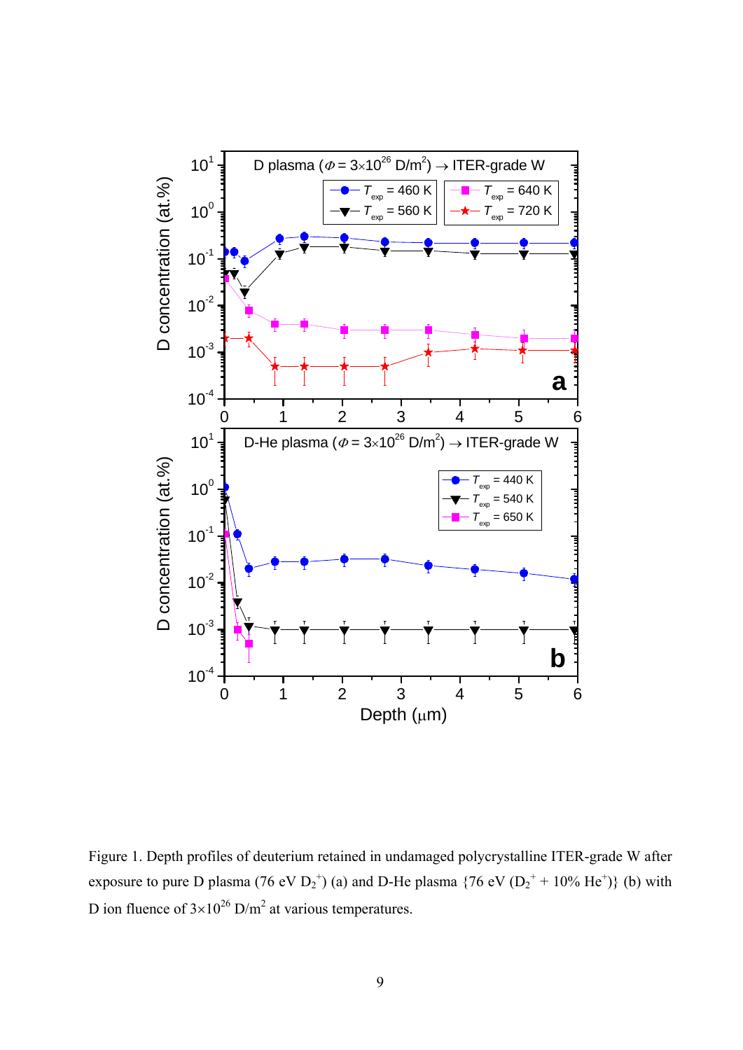Figure 1. Depth profiles of deuterium retained in undamaged polycrystalline ITER-grade W after exposure to pure D plasma (76 eV $D_2^+$) (a) and D-He plasma {76 eV ($D_2^+$ + 10% $He^+$)} (b) with D ion fluence of $3\times10^{26}$ D/m$^2$ at various temperatures.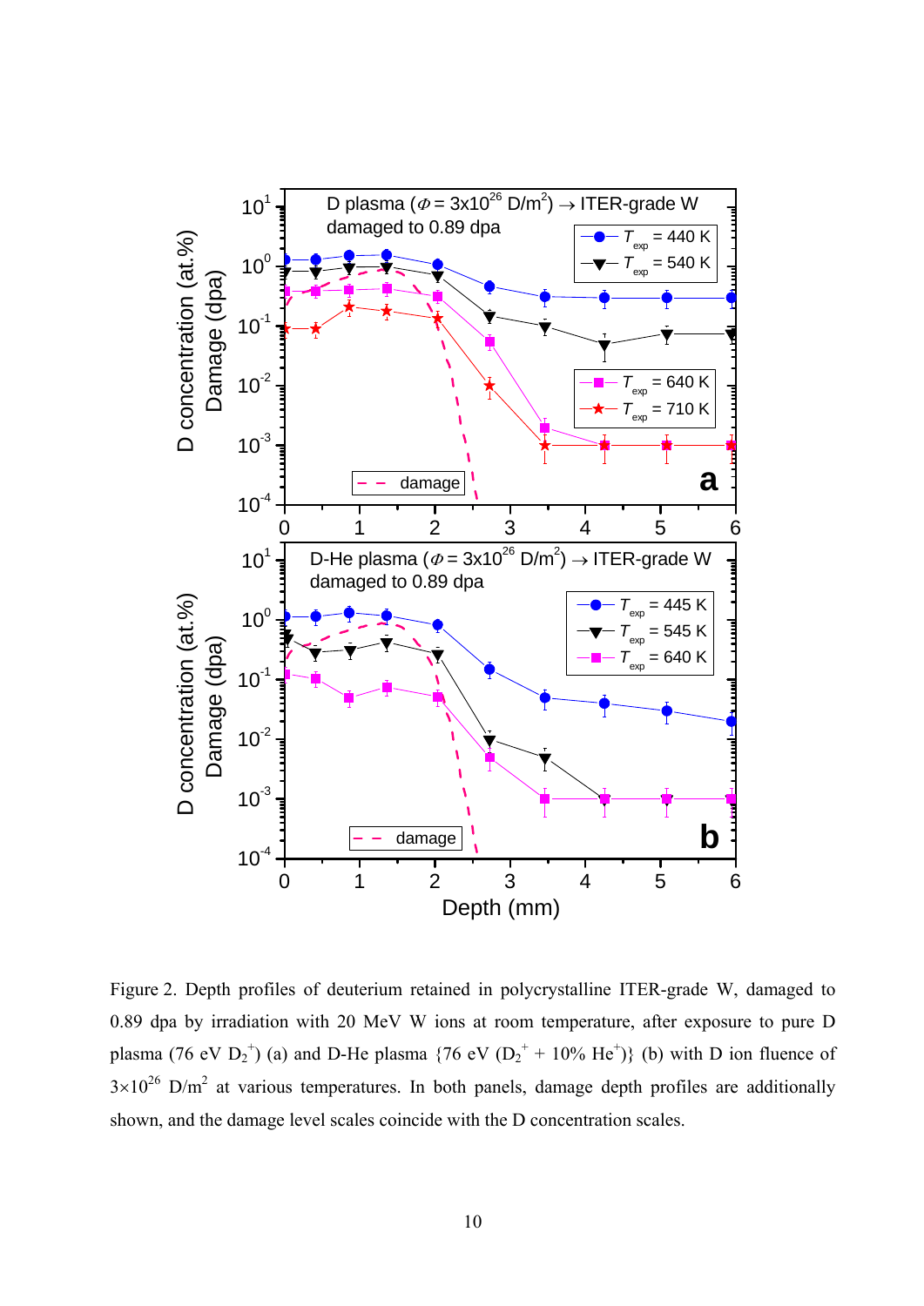Figure 2. Depth profiles of deuterium retained in polycrystalline ITER-grade W, damaged to 0.89 dpa by irradiation with 20 MeV W ions at room temperature, after exposure to pure D plasma (76 eV $D_2^+$) (a) and D-He plasma {76 eV ($D_2^+$ + 10% $He^+$)} (b) with D ion fluence of $3\times10^{26}$ D/m$^2$ at various temperatures. In both panels, damage depth profiles are additionally shown, and the damage level scales coincide with the D concentration scales.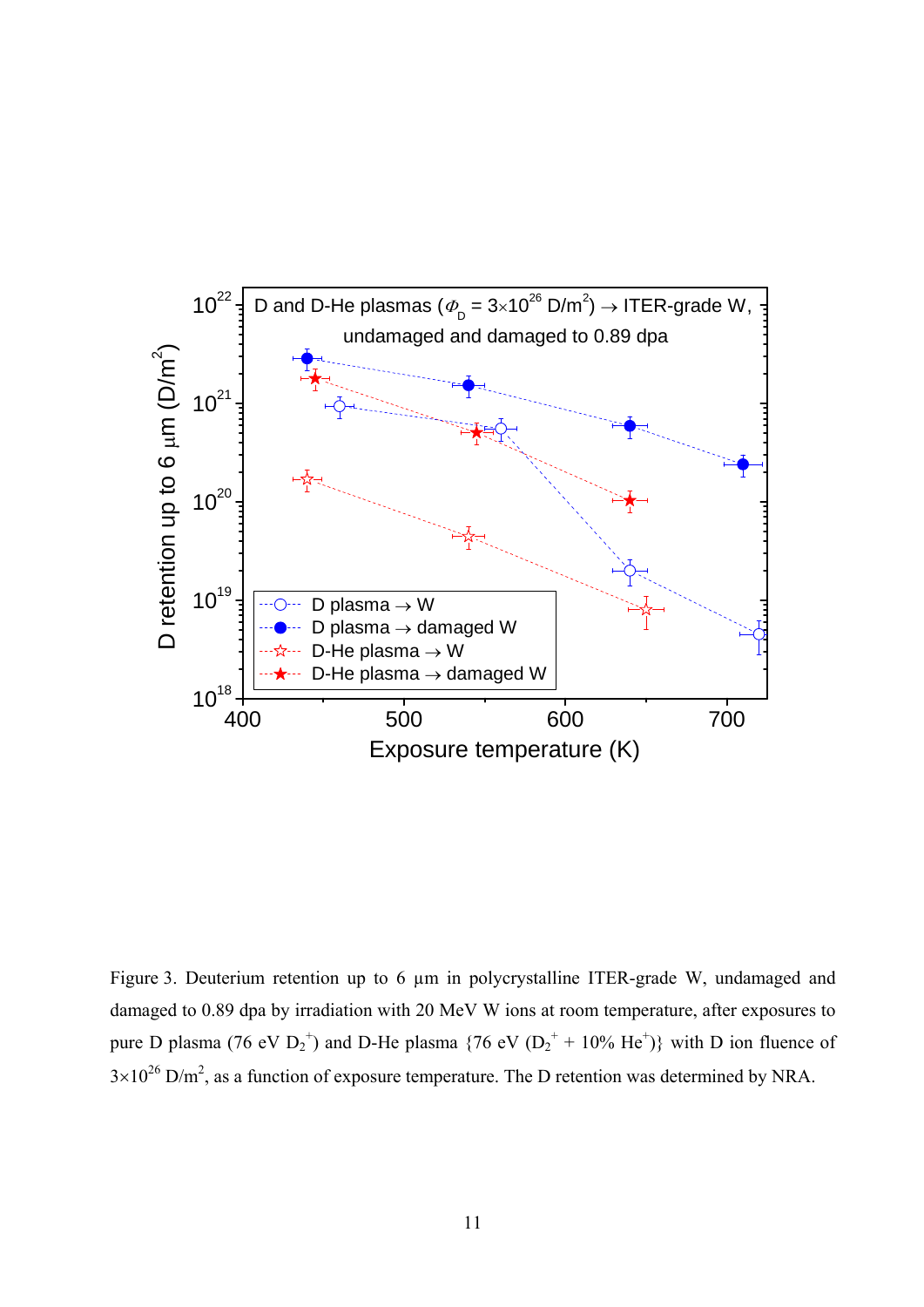Figure 3. Deuterium retention up to 6 μm in polycrystalline ITER-grade W, undamaged and damaged to 0.89 dpa by irradiation with 20 MeV W ions at room temperature, after exposures to pure D plasma (76 eV $D_2^+$) and D-He plasma {76 eV ($D_2^+$ + 10% $He^+$)} with D ion fluence of $3\times10^{26}$ D/m$^2$, as a function of exposure temperature. The D retention was determined by NRA.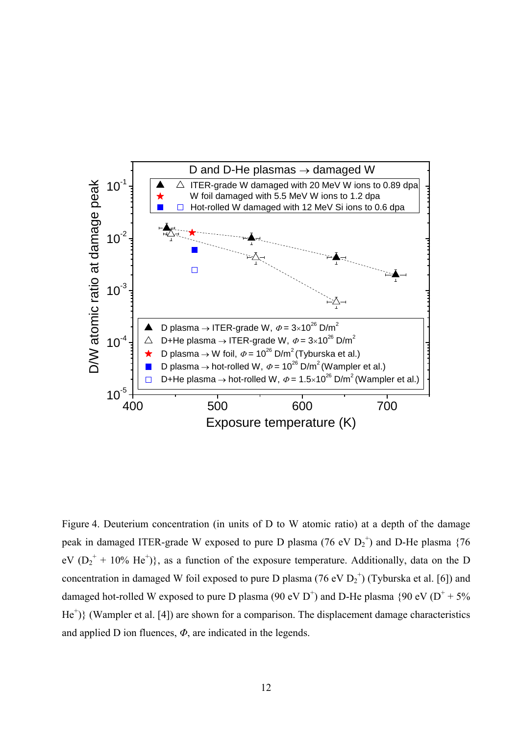Figure 4. Deuterium concentration (in units of D to W atomic ratio) at a depth of the damage peak in damaged ITER-grade W exposed to pure D plasma (76 eV $D_2^+$) and D-He plasma {76 eV ($D_2^+$ + 10% $He^+$)}, as a function of the exposure temperature. Additionally, data on the D concentration in damaged W foil exposed to pure D plasma (76 eV $D_2^+$) (Tyburska et al. [6]) and damaged hot-rolled W exposed to pure D plasma (90 eV $D^+$) and D-He plasma {90 eV ($D^+$ + 5% $He^+$)} (Wampler et al. [4]) are shown for a comparison. The displacement damage characteristics and applied D ion fluences, $\Phi$, are indicated in the legends.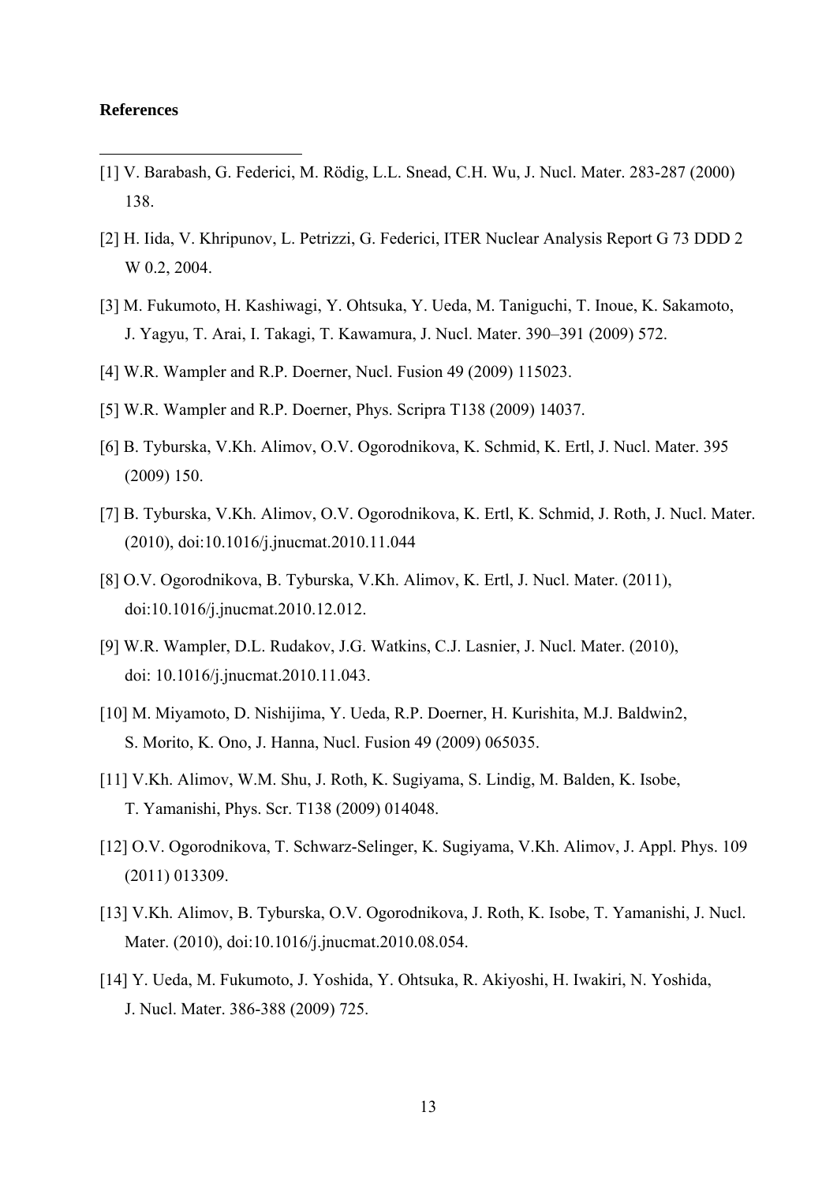**References**

---

[1] V. Barabash, G. Federici, M. Rödig, L.L. Snead, C.H. Wu, J. Nucl. Mater. 283-287 (2000) 138.

[2] H. Iida, V. Khripunov, L. Petrizzi, G. Federici, ITER Nuclear Analysis Report G 73 DDD 2 W 0.2, 2004.

[3] M. Fukumoto, H. Kashiwagi, Y. Ohtsuka, Y. Ueda, M. Taniguchi, T. Inoue, K. Sakamoto, J. Yagyu, T. Arai, I. Takagi, T. Kawamura, J. Nucl. Mater. 390–391 (2009) 572.

[4] W.R. Wampler and R.P. Doerner, Nucl. Fusion 49 (2009) 115023.

[5] W.R. Wampler and R.P. Doerner, Phys. Scripra T138 (2009) 14037.

[6] B. Tyburska, V.Kh. Alimov, O.V. Ogorodnikova, K. Schmid, K. Ertl, J. Nucl. Mater. 395 (2009) 150.

[7] B. Tyburska, V.Kh. Alimov, O.V. Ogorodnikova, K. Ertl, K. Schmid, J. Roth, J. Nucl. Mater. (2010), doi:10.1016/j.jnucmat.2010.11.044

[8] O.V. Ogorodnikova, B. Tyburska, V.Kh. Alimov, K. Ertl, J. Nucl. Mater. (2011), doi:10.1016/j.jnucmat.2010.12.012.

[9] W.R. Wampler, D.L. Rudakov, J.G. Watkins, C.J. Lasnier, J. Nucl. Mater. (2010), doi: 10.1016/j.jnucmat.2010.11.043.

[10] M. Miyamoto, D. Nishijima, Y. Ueda, R.P. Doerner, H. Kurishita, M.J. Baldwin2, S. Morito, K. Ono, J. Hanna, Nucl. Fusion 49 (2009) 065035.

[11] V.Kh. Alimov, W.M. Shu, J. Roth, K. Sugiyama, S. Lindig, M. Balden, K. Isobe, T. Yamanishi, Phys. Scr. T138 (2009) 014048.

[12] O.V. Ogorodnikova, T. Schwarz-Selinger, K. Sugiyama, V.Kh. Alimov, J. Appl. Phys. 109 (2011) 013309.

[13] V.Kh. Alimov, B. Tyburska, O.V. Ogorodnikova, J. Roth, K. Isobe, T. Yamanishi, J. Nucl. Mater. (2010), doi:10.1016/j.jnucmat.2010.08.054.

[14] Y. Ueda, M. Fukumoto, J. Yoshida, Y. Ohtsuka, R. Akiyoshi, H. Iwakiri, N. Yoshida, J. Nucl. Mater. 386-388 (2009) 725.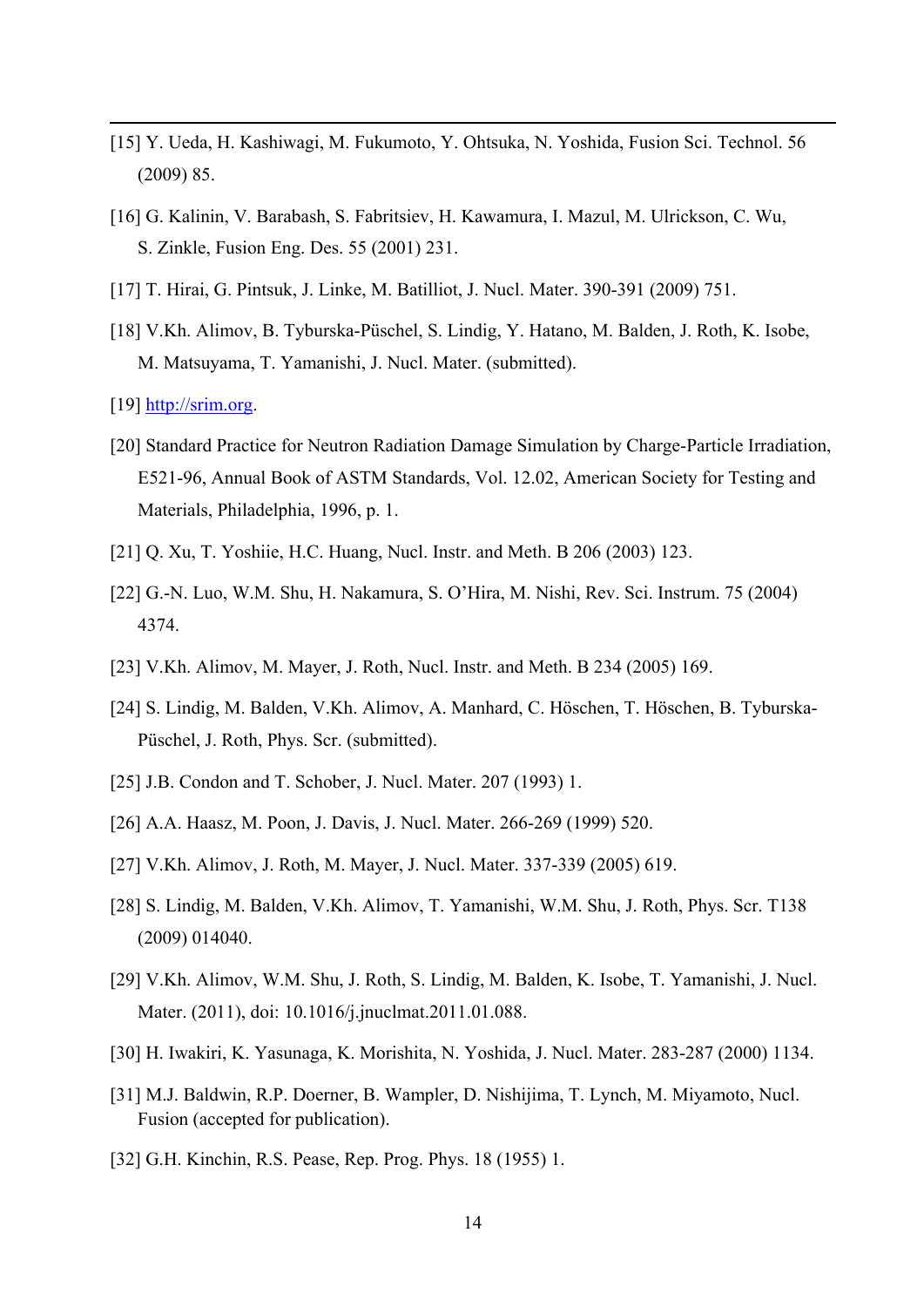[15] Y. Ueda, H. Kashiwagi, M. Fukumoto, Y. Ohtsuka, N. Yoshida, Fusion Sci. Technol. 56 (2009) 85.

[16] G. Kalinin, V. Barabash, S. Fabritsiev, H. Kawamura, I. Mazul, M. Ulrickson, C. Wu, S. Zinkle, Fusion Eng. Des. 55 (2001) 231.

[17] T. Hirai, G. Pintsuk, J. Linke, M. Batilliot, J. Nucl. Mater. 390-391 (2009) 751.

[18] V.Kh. Alimov, B. Tyburska-Püschel, S. Lindig, Y. Hatano, M. Balden, J. Roth, K. Isobe, M. Matsuyama, T. Yamanishi, J. Nucl. Mater. (submitted).

[19] http://srim.org.

[20] Standard Practice for Neutron Radiation Damage Simulation by Charge-Particle Irradiation, E521-96, Annual Book of ASTM Standards, Vol. 12.02, American Society for Testing and Materials, Philadelphia, 1996, p. 1.

[21] Q. Xu, T. Yoshiie, H.C. Huang, Nucl. Instr. and Meth. B 206 (2003) 123.

[22] G.-N. Luo, W.M. Shu, H. Nakamura, S. O'Hira, M. Nishi, Rev. Sci. Instrum. 75 (2004) 4374.

[23] V.Kh. Alimov, M. Mayer, J. Roth, Nucl. Instr. and Meth. B 234 (2005) 169.

[24] S. Lindig, M. Balden, V.Kh. Alimov, A. Manhard, C. Höschen, T. Höschen, B. Tyburska-Püschel, J. Roth, Phys. Scr. (submitted).

[25] J.B. Condon and T. Schober, J. Nucl. Mater. 207 (1993) 1.

[26] A.A. Haasz, M. Poon, J. Davis, J. Nucl. Mater. 266-269 (1999) 520.

[27] V.Kh. Alimov, J. Roth, M. Mayer, J. Nucl. Mater. 337-339 (2005) 619.

[28] S. Lindig, M. Balden, V.Kh. Alimov, T. Yamanishi, W.M. Shu, J. Roth, Phys. Scr. T138 (2009) 014040.

[29] V.Kh. Alimov, W.M. Shu, J. Roth, S. Lindig, M. Balden, K. Isobe, T. Yamanishi, J. Nucl. Mater. (2011), doi: 10.1016/j.jnuclmat.2011.01.088.

[30] H. Iwakiri, K. Yasunaga, K. Morishita, N. Yoshida, J. Nucl. Mater. 283-287 (2000) 1134.

[31] M.J. Baldwin, R.P. Doerner, B. Wampler, D. Nishijima, T. Lynch, M. Miyamoto, Nucl. Fusion (accepted for publication).

[32] G.H. Kinchin, R.S. Pease, Rep. Prog. Phys. 18 (1955) 1.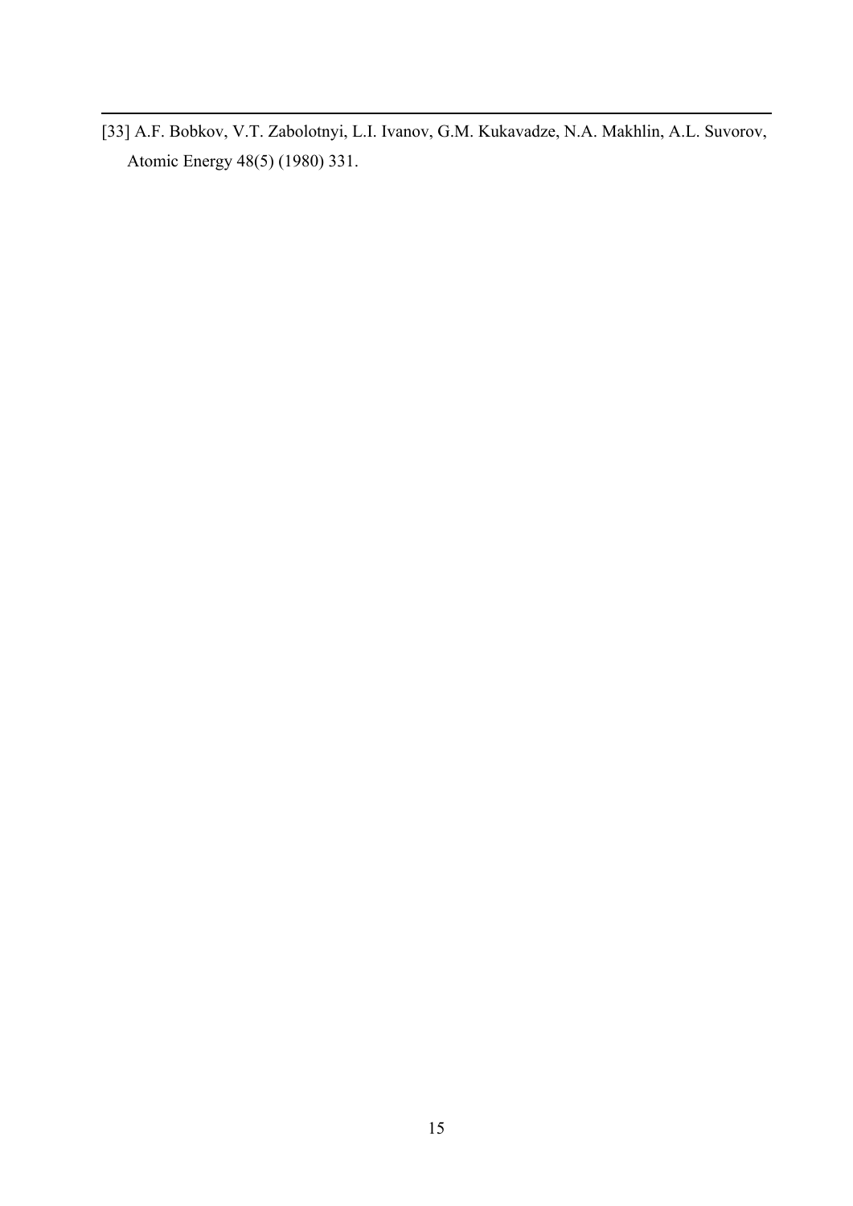[33] A.F. Bobkov, V.T. Zabolotnyi, L.I. Ivanov, G.M. Kukavadze, N.A. Makhlin, A.L. Suvorov, Atomic Energy 48(5) (1980) 331.